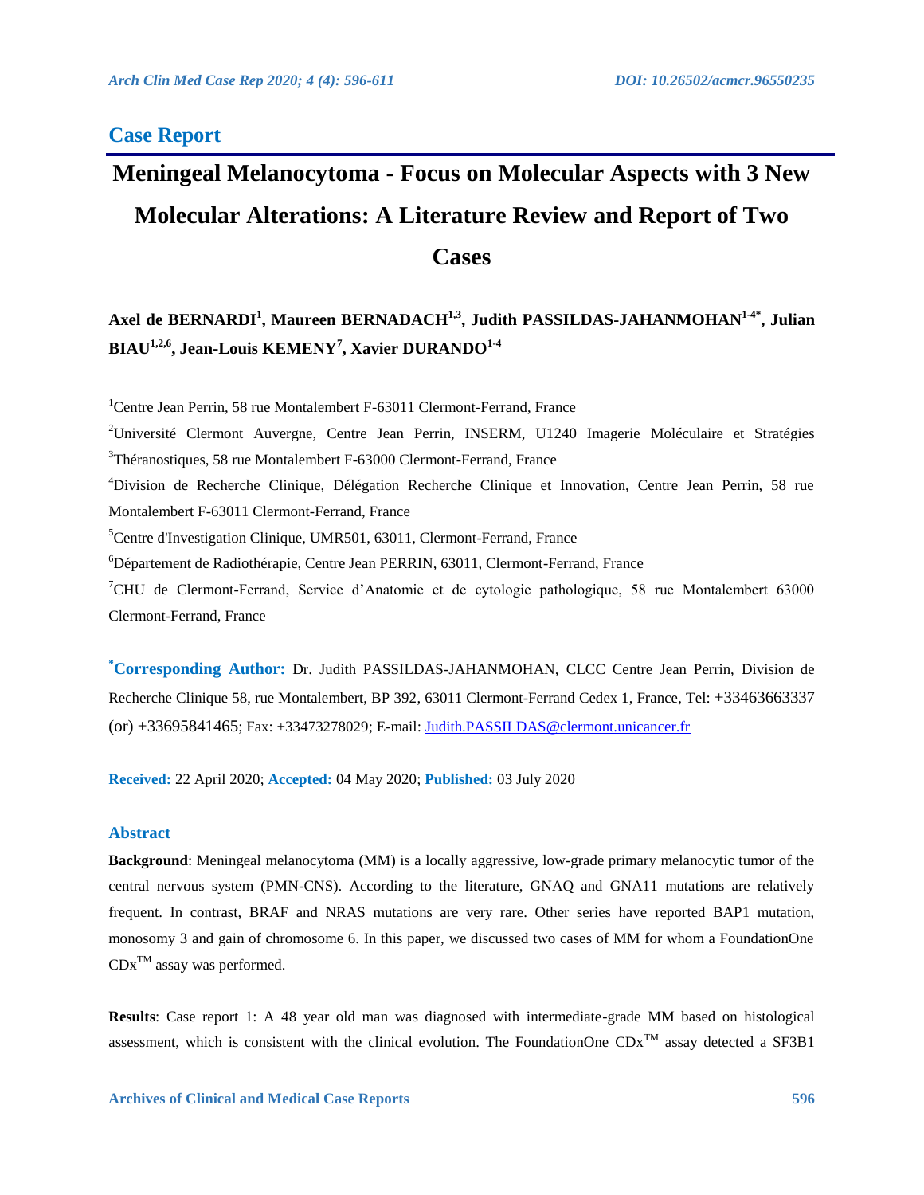## Case Report

# Meningeal Melanocytoma - Focus on Molecular Aspects with 3 New Molecular Alterations: A Literature Review and Report of Two Cases

**Axel de BERNARDI[1], Maureen BERNADACH[1,3], Judith PASSILDAS-JAHANMOHAN[1-4*], Julian BIAU[1,2,6], Jean-Louis KEMENY[7], Xavier DURANDO[1-4]**

[1]Centre Jean Perrin, 58 rue Montalembert F-63011 Clermont-Ferrand, France

[2]Université Clermont Auvergne, Centre Jean Perrin, INSERM, U1240 Imagerie Moléculaire et Stratégies

[3]Théranostiques, 58 rue Montalembert F-63000 Clermont-Ferrand, France

[4]Division de Recherche Clinique, Délégation Recherche Clinique et Innovation, Centre Jean Perrin, 58 rue Montalembert F-63011 Clermont-Ferrand, France

[5]Centre d'Investigation Clinique, UMR501, 63011, Clermont-Ferrand, France

[6]Département de Radiothérapie, Centre Jean PERRIN, 63011, Clermont-Ferrand, France

[7]CHU de Clermont-Ferrand, Service d'Anatomie et de cytologie pathologique, 58 rue Montalembert 63000 Clermont-Ferrand, France

**[*]Corresponding Author:** Dr. Judith PASSILDAS-JAHANMOHAN, CLCC Centre Jean Perrin, Division de Recherche Clinique 58, rue Montalembert, BP 392, 63011 Clermont-Ferrand Cedex 1, France, Tel: +33463663337 (or) +33695841465; Fax: +33473278029; E-mail: Judith.PASSILDAS@clermont.unicancer.fr

**Received:** 22 April 2020; **Accepted:** 04 May 2020; **Published:** 03 July 2020

## Abstract

**Background**: Meningeal melanocytoma (MM) is a locally aggressive, low-grade primary melanocytic tumor of the central nervous system (PMN-CNS). According to the literature, GNAQ and GNA11 mutations are relatively frequent. In contrast, BRAF and NRAS mutations are very rare. Other series have reported BAP1 mutation, monosomy 3 and gain of chromosome 6. In this paper, we discussed two cases of MM for whom a FoundationOne CDx™ assay was performed.

**Results**: Case report 1: A 48 year old man was diagnosed with intermediate-grade MM based on histological assessment, which is consistent with the clinical evolution. The FoundationOne CDx™ assay detected a SF3B1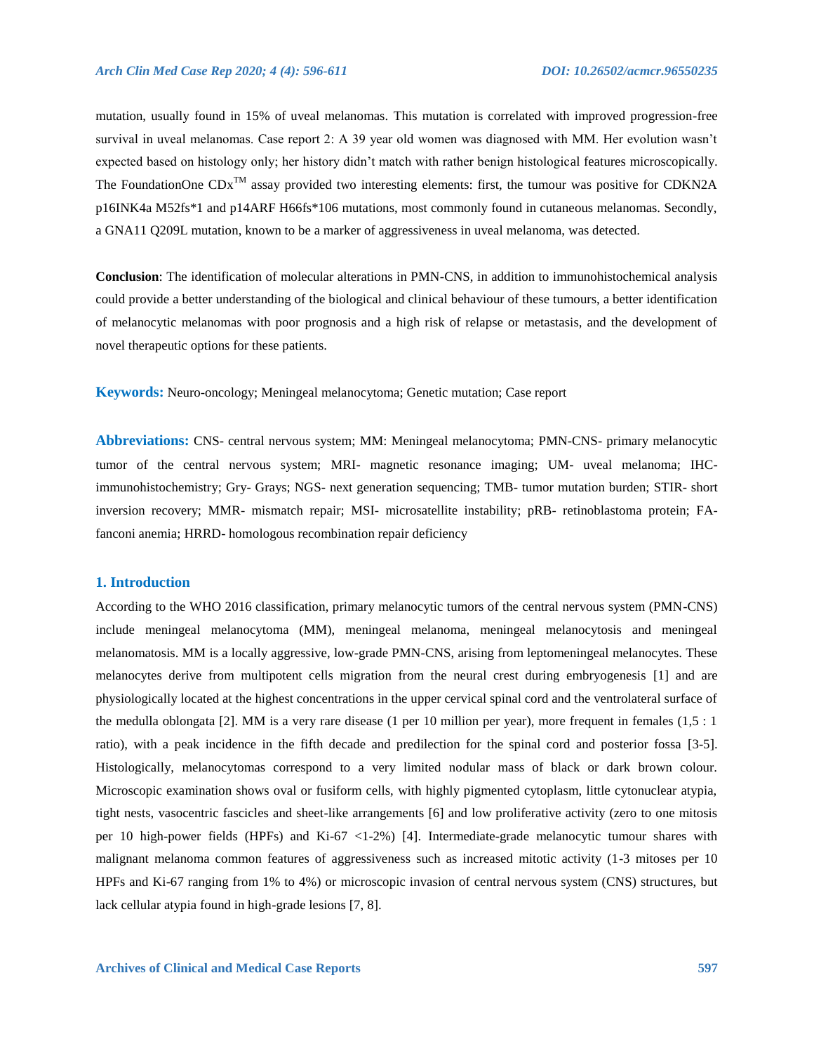mutation, usually found in 15% of uveal melanomas. This mutation is correlated with improved progression-free survival in uveal melanomas. Case report 2: A 39 year old women was diagnosed with MM. Her evolution wasn't expected based on histology only; her history didn't match with rather benign histological features microscopically. The FoundationOne CDx™ assay provided two interesting elements: first, the tumour was positive for CDKN2A p16INK4a M52fs*1 and p14ARF H66fs*106 mutations, most commonly found in cutaneous melanomas. Secondly, a GNA11 Q209L mutation, known to be a marker of aggressiveness in uveal melanoma, was detected.

**Conclusion**: The identification of molecular alterations in PMN-CNS, in addition to immunohistochemical analysis could provide a better understanding of the biological and clinical behaviour of these tumours, a better identification of melanocytic melanomas with poor prognosis and a high risk of relapse or metastasis, and the development of novel therapeutic options for these patients.

**Keywords:** Neuro-oncology; Meningeal melanocytoma; Genetic mutation; Case report

**Abbreviations:** CNS- central nervous system; MM: Meningeal melanocytoma; PMN-CNS- primary melanocytic tumor of the central nervous system; MRI- magnetic resonance imaging; UM- uveal melanoma; IHC- immunohistochemistry; Gry- Grays; NGS- next generation sequencing; TMB- tumor mutation burden; STIR- short inversion recovery; MMR- mismatch repair; MSI- microsatellite instability; pRB- retinoblastoma protein; FA- fanconi anemia; HRRD- homologous recombination repair deficiency

## 1. Introduction

According to the WHO 2016 classification, primary melanocytic tumors of the central nervous system (PMN-CNS) include meningeal melanocytoma (MM), meningeal melanoma, meningeal melanocytosis and meningeal melanomatosis. MM is a locally aggressive, low-grade PMN-CNS, arising from leptomeningeal melanocytes. These melanocytes derive from multipotent cells migration from the neural crest during embryogenesis [1] and are physiologically located at the highest concentrations in the upper cervical spinal cord and the ventrolateral surface of the medulla oblongata [2]. MM is a very rare disease (1 per 10 million per year), more frequent in females (1,5 : 1 ratio), with a peak incidence in the fifth decade and predilection for the spinal cord and posterior fossa [3-5]. Histologically, melanocytomas correspond to a very limited nodular mass of black or dark brown colour. Microscopic examination shows oval or fusiform cells, with highly pigmented cytoplasm, little cytonuclear atypia, tight nests, vasocentric fascicles and sheet-like arrangements [6] and low proliferative activity (zero to one mitosis per 10 high-power fields (HPFs) and Ki-67 <1-2%) [4]. Intermediate-grade melanocytic tumour shares with malignant melanoma common features of aggressiveness such as increased mitotic activity (1-3 mitoses per 10 HPFs and Ki-67 ranging from 1% to 4%) or microscopic invasion of central nervous system (CNS) structures, but lack cellular atypia found in high-grade lesions [7, 8].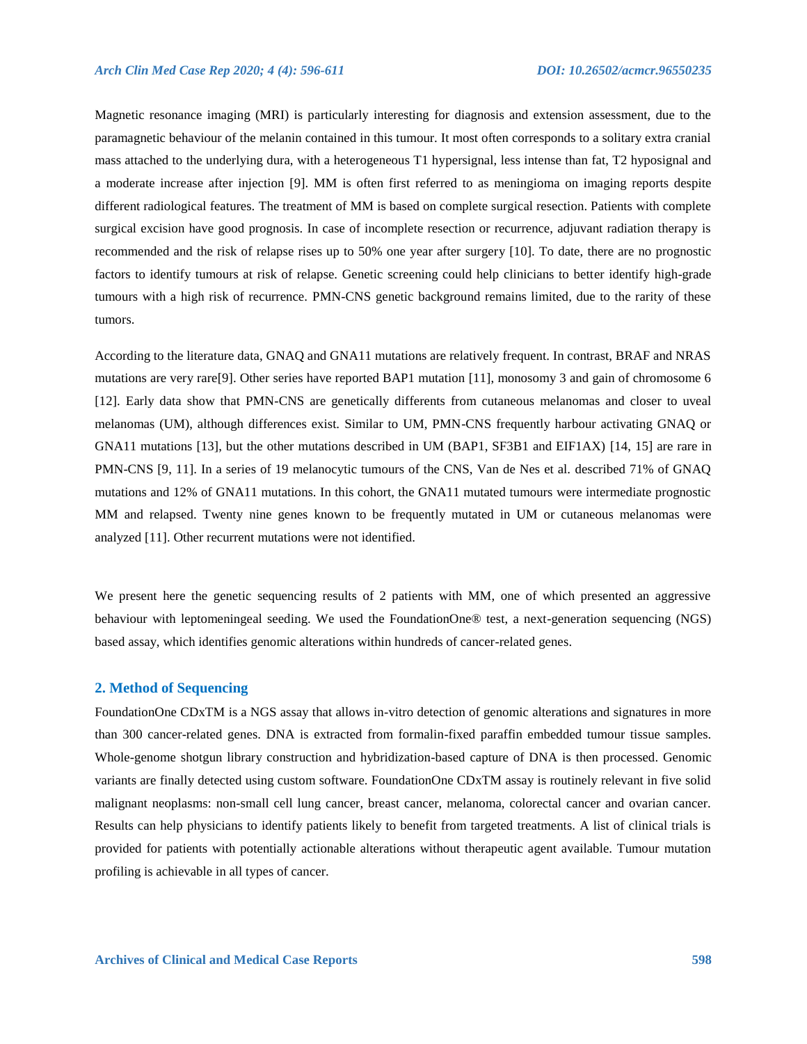Magnetic resonance imaging (MRI) is particularly interesting for diagnosis and extension assessment, due to the paramagnetic behaviour of the melanin contained in this tumour. It most often corresponds to a solitary extra cranial mass attached to the underlying dura, with a heterogeneous T1 hypersignal, less intense than fat, T2 hyposignal and a moderate increase after injection [9]. MM is often first referred to as meningioma on imaging reports despite different radiological features. The treatment of MM is based on complete surgical resection. Patients with complete surgical excision have good prognosis. In case of incomplete resection or recurrence, adjuvant radiation therapy is recommended and the risk of relapse rises up to 50% one year after surgery [10]. To date, there are no prognostic factors to identify tumours at risk of relapse. Genetic screening could help clinicians to better identify high-grade tumours with a high risk of recurrence. PMN-CNS genetic background remains limited, due to the rarity of these tumors.

According to the literature data, GNAQ and GNA11 mutations are relatively frequent. In contrast, BRAF and NRAS mutations are very rare[9]. Other series have reported BAP1 mutation [11], monosomy 3 and gain of chromosome 6 [12]. Early data show that PMN-CNS are genetically differents from cutaneous melanomas and closer to uveal melanomas (UM), although differences exist. Similar to UM, PMN-CNS frequently harbour activating GNAQ or GNA11 mutations [13], but the other mutations described in UM (BAP1, SF3B1 and EIF1AX) [14, 15] are rare in PMN-CNS [9, 11]. In a series of 19 melanocytic tumours of the CNS, Van de Nes et al. described 71% of GNAQ mutations and 12% of GNA11 mutations. In this cohort, the GNA11 mutated tumours were intermediate prognostic MM and relapsed. Twenty nine genes known to be frequently mutated in UM or cutaneous melanomas were analyzed [11]. Other recurrent mutations were not identified.

We present here the genetic sequencing results of 2 patients with MM, one of which presented an aggressive behaviour with leptomeningeal seeding. We used the FoundationOne® test, a next-generation sequencing (NGS) based assay, which identifies genomic alterations within hundreds of cancer-related genes.

## 2. Method of Sequencing

FoundationOne CDxTM is a NGS assay that allows in-vitro detection of genomic alterations and signatures in more than 300 cancer-related genes. DNA is extracted from formalin-fixed paraffin embedded tumour tissue samples. Whole-genome shotgun library construction and hybridization-based capture of DNA is then processed. Genomic variants are finally detected using custom software. FoundationOne CDxTM assay is routinely relevant in five solid malignant neoplasms: non-small cell lung cancer, breast cancer, melanoma, colorectal cancer and ovarian cancer. Results can help physicians to identify patients likely to benefit from targeted treatments. A list of clinical trials is provided for patients with potentially actionable alterations without therapeutic agent available. Tumour mutation profiling is achievable in all types of cancer.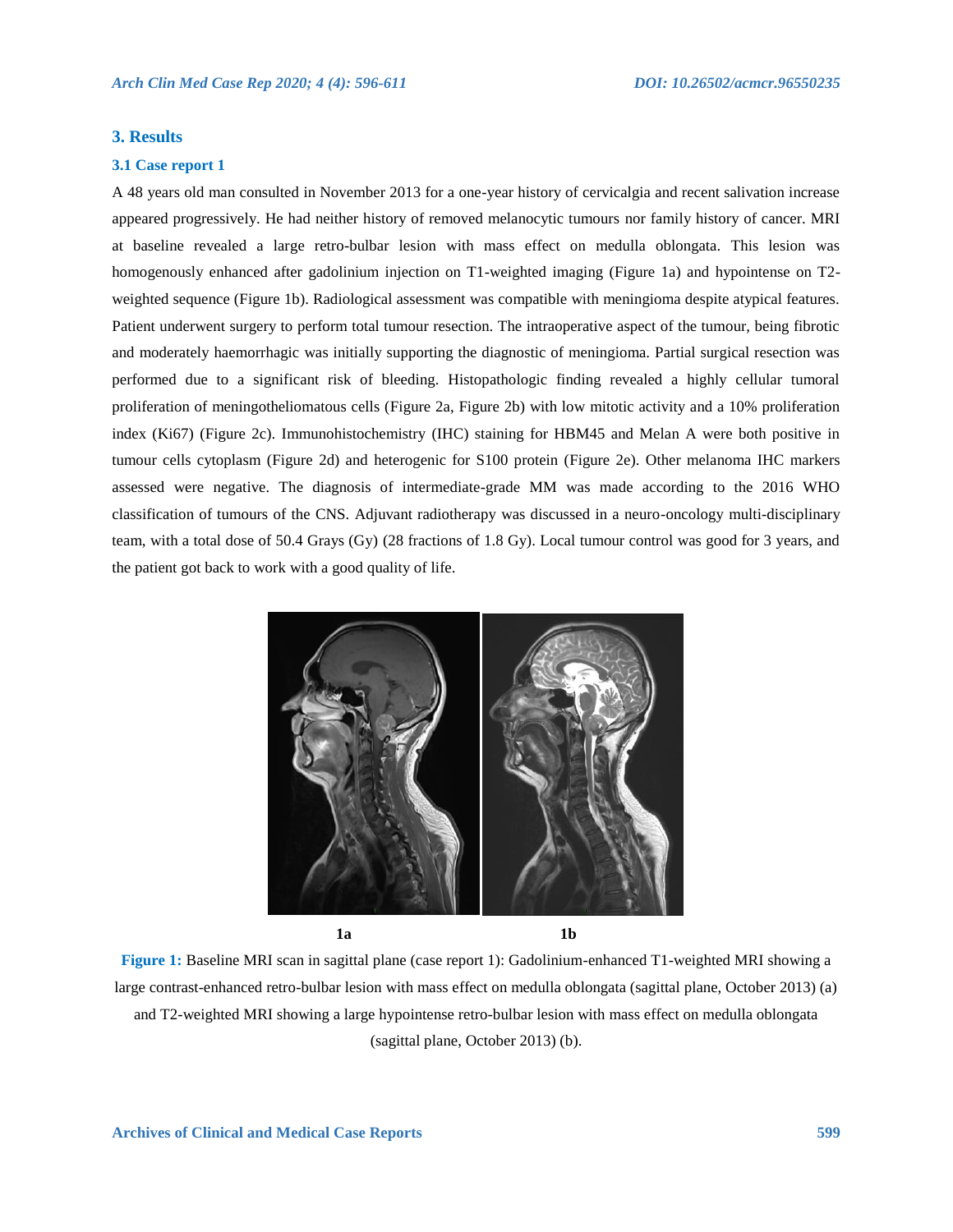## 3. Results

### 3.1 Case report 1

A 48 years old man consulted in November 2013 for a one-year history of cervicalgia and recent salivation increase appeared progressively. He had neither history of removed melanocytic tumours nor family history of cancer. MRI at baseline revealed a large retro-bulbar lesion with mass effect on medulla oblongata. This lesion was homogenously enhanced after gadolinium injection on T1-weighted imaging (Figure 1a) and hypointense on T2-weighted sequence (Figure 1b). Radiological assessment was compatible with meningioma despite atypical features. Patient underwent surgery to perform total tumour resection. The intraoperative aspect of the tumour, being fibrotic and moderately haemorrhagic was initially supporting the diagnostic of meningioma. Partial surgical resection was performed due to a significant risk of bleeding. Histopathologic finding revealed a highly cellular tumoral proliferation of meningotheliomatous cells (Figure 2a, Figure 2b) with low mitotic activity and a 10% proliferation index (Ki67) (Figure 2c). Immunohistochemistry (IHC) staining for HBM45 and Melan A were both positive in tumour cells cytoplasm (Figure 2d) and heterogenic for S100 protein (Figure 2e). Other melanoma IHC markers assessed were negative. The diagnosis of intermediate-grade MM was made according to the 2016 WHO classification of tumours of the CNS. Adjuvant radiotherapy was discussed in a neuro-oncology multi-disciplinary team, with a total dose of 50.4 Grays (Gy) (28 fractions of 1.8 Gy). Local tumour control was good for 3 years, and the patient got back to work with a good quality of life.

1a 1b

**Figure 1:** Baseline MRI scan in sagittal plane (case report 1): Gadolinium-enhanced T1-weighted MRI showing a large contrast-enhanced retro-bulbar lesion with mass effect on medulla oblongata (sagittal plane, October 2013) (a) and T2-weighted MRI showing a large hypointense retro-bulbar lesion with mass effect on medulla oblongata (sagittal plane, October 2013) (b).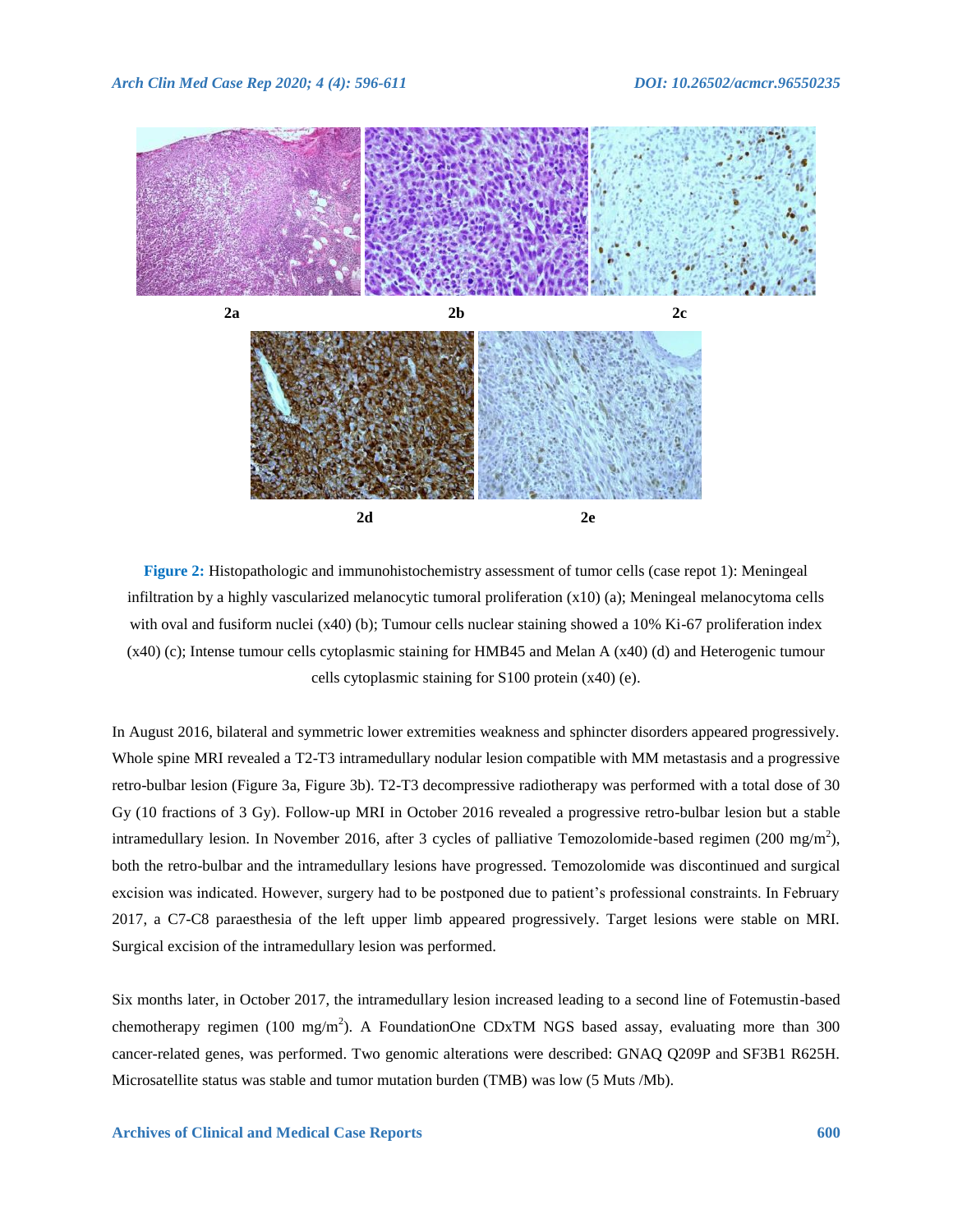2a 2b 2c

2d 2e

**Figure 2:** Histopathologic and immunohistochemistry assessment of tumor cells (case repot 1): Meningeal infiltration by a highly vascularized melanocytic tumoral proliferation (x10) (a); Meningeal melanocytoma cells with oval and fusiform nuclei (x40) (b); Tumour cells nuclear staining showed a 10% Ki-67 proliferation index (x40) (c); Intense tumour cells cytoplasmic staining for HMB45 and Melan A (x40) (d) and Heterogenic tumour cells cytoplasmic staining for S100 protein (x40) (e).

In August 2016, bilateral and symmetric lower extremities weakness and sphincter disorders appeared progressively. Whole spine MRI revealed a T2-T3 intramedullary nodular lesion compatible with MM metastasis and a progressive retro-bulbar lesion (Figure 3a, Figure 3b). T2-T3 decompressive radiotherapy was performed with a total dose of 30 Gy (10 fractions of 3 Gy). Follow-up MRI in October 2016 revealed a progressive retro-bulbar lesion but a stable intramedullary lesion. In November 2016, after 3 cycles of palliative Temozolomide-based regimen (200 mg/m$^2$), both the retro-bulbar and the intramedullary lesions have progressed. Temozolomide was discontinued and surgical excision was indicated. However, surgery had to be postponed due to patient's professional constraints. In February 2017, a C7-C8 paraesthesia of the left upper limb appeared progressively. Target lesions were stable on MRI. Surgical excision of the intramedullary lesion was performed.

Six months later, in October 2017, the intramedullary lesion increased leading to a second line of Fotemustin-based chemotherapy regimen (100 mg/m$^2$). A FoundationOne CDxTM NGS based assay, evaluating more than 300 cancer-related genes, was performed. Two genomic alterations were described: GNAQ Q209P and SF3B1 R625H. Microsatellite status was stable and tumor mutation burden (TMB) was low (5 Muts /Mb).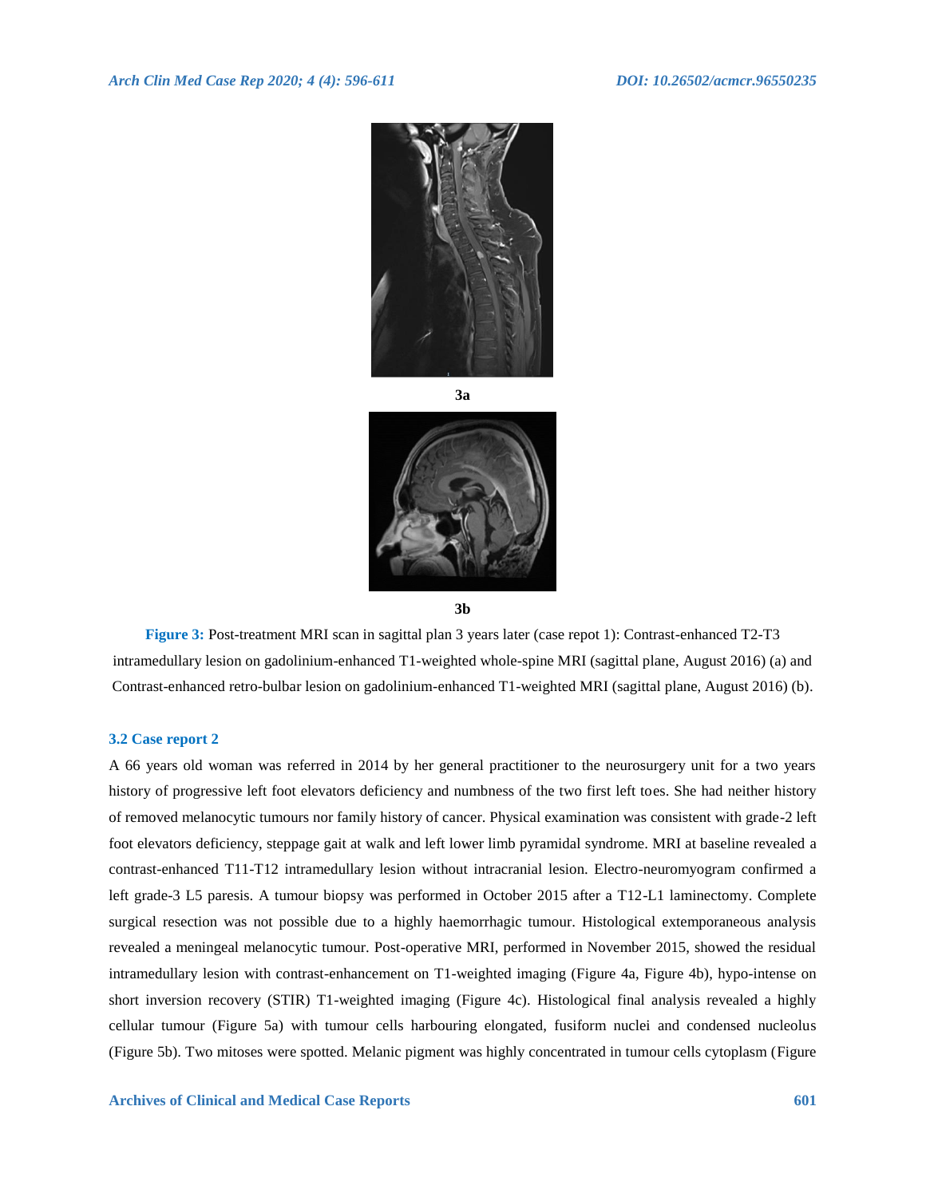3a

3b

**Figure 3:** Post-treatment MRI scan in sagittal plan 3 years later (case repot 1): Contrast-enhanced T2-T3 intramedullary lesion on gadolinium-enhanced T1-weighted whole-spine MRI (sagittal plane, August 2016) (a) and Contrast-enhanced retro-bulbar lesion on gadolinium-enhanced T1-weighted MRI (sagittal plane, August 2016) (b).

### 3.2 Case report 2

A 66 years old woman was referred in 2014 by her general practitioner to the neurosurgery unit for a two years history of progressive left foot elevators deficiency and numbness of the two first left toes. She had neither history of removed melanocytic tumours nor family history of cancer. Physical examination was consistent with grade-2 left foot elevators deficiency, steppage gait at walk and left lower limb pyramidal syndrome. MRI at baseline revealed a contrast-enhanced T11-T12 intramedullary lesion without intracranial lesion. Electro-neuromyogram confirmed a left grade-3 L5 paresis. A tumour biopsy was performed in October 2015 after a T12-L1 laminectomy. Complete surgical resection was not possible due to a highly haemorrhagic tumour. Histological extemporaneous analysis revealed a meningeal melanocytic tumour. Post-operative MRI, performed in November 2015, showed the residual intramedullary lesion with contrast-enhancement on T1-weighted imaging (Figure 4a, Figure 4b), hypo-intense on short inversion recovery (STIR) T1-weighted imaging (Figure 4c). Histological final analysis revealed a highly cellular tumour (Figure 5a) with tumour cells harbouring elongated, fusiform nuclei and condensed nucleolus (Figure 5b). Two mitoses were spotted. Melanic pigment was highly concentrated in tumour cells cytoplasm (Figure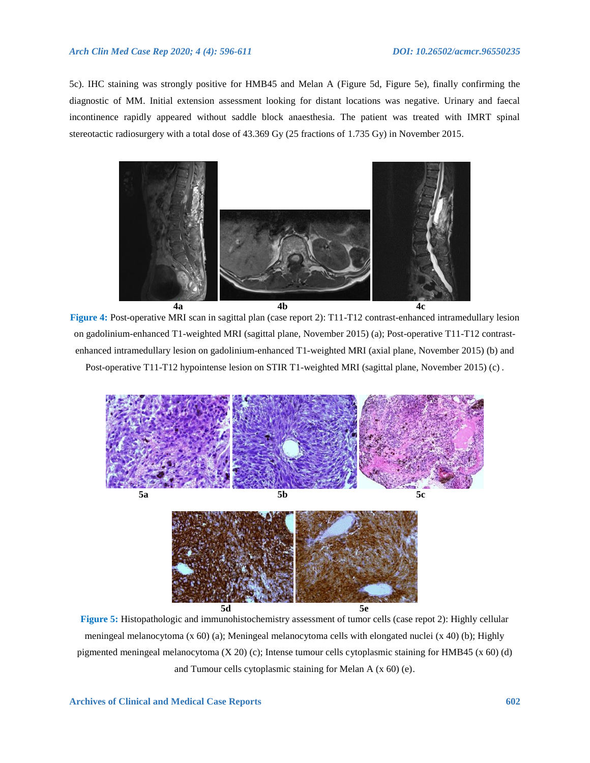5c). IHC staining was strongly positive for HMB45 and Melan A (Figure 5d, Figure 5e), finally confirming the diagnostic of MM. Initial extension assessment looking for distant locations was negative. Urinary and faecal incontinence rapidly appeared without saddle block anaesthesia. The patient was treated with IMRT spinal stereotactic radiosurgery with a total dose of 43.369 Gy (25 fractions of 1.735 Gy) in November 2015.

**Figure 4:** Post-operative MRI scan in sagittal plan (case report 2): T11-T12 contrast-enhanced intramedullary lesion on gadolinium-enhanced T1-weighted MRI (sagittal plane, November 2015) (a); Post-operative T11-T12 contrast-enhanced intramedullary lesion on gadolinium-enhanced T1-weighted MRI (axial plane, November 2015) (b) and Post-operative T11-T12 hypointense lesion on STIR T1-weighted MRI (sagittal plane, November 2015) (c) .

**Figure 5:** Histopathologic and immunohistochemistry assessment of tumor cells (case repot 2): Highly cellular meningeal melanocytoma (x 60) (a); Meningeal melanocytoma cells with elongated nuclei (x 40) (b); Highly pigmented meningeal melanocytoma (X 20) (c); Intense tumour cells cytoplasmic staining for HMB45 (x 60) (d) and Tumour cells cytoplasmic staining for Melan A (x 60) (e).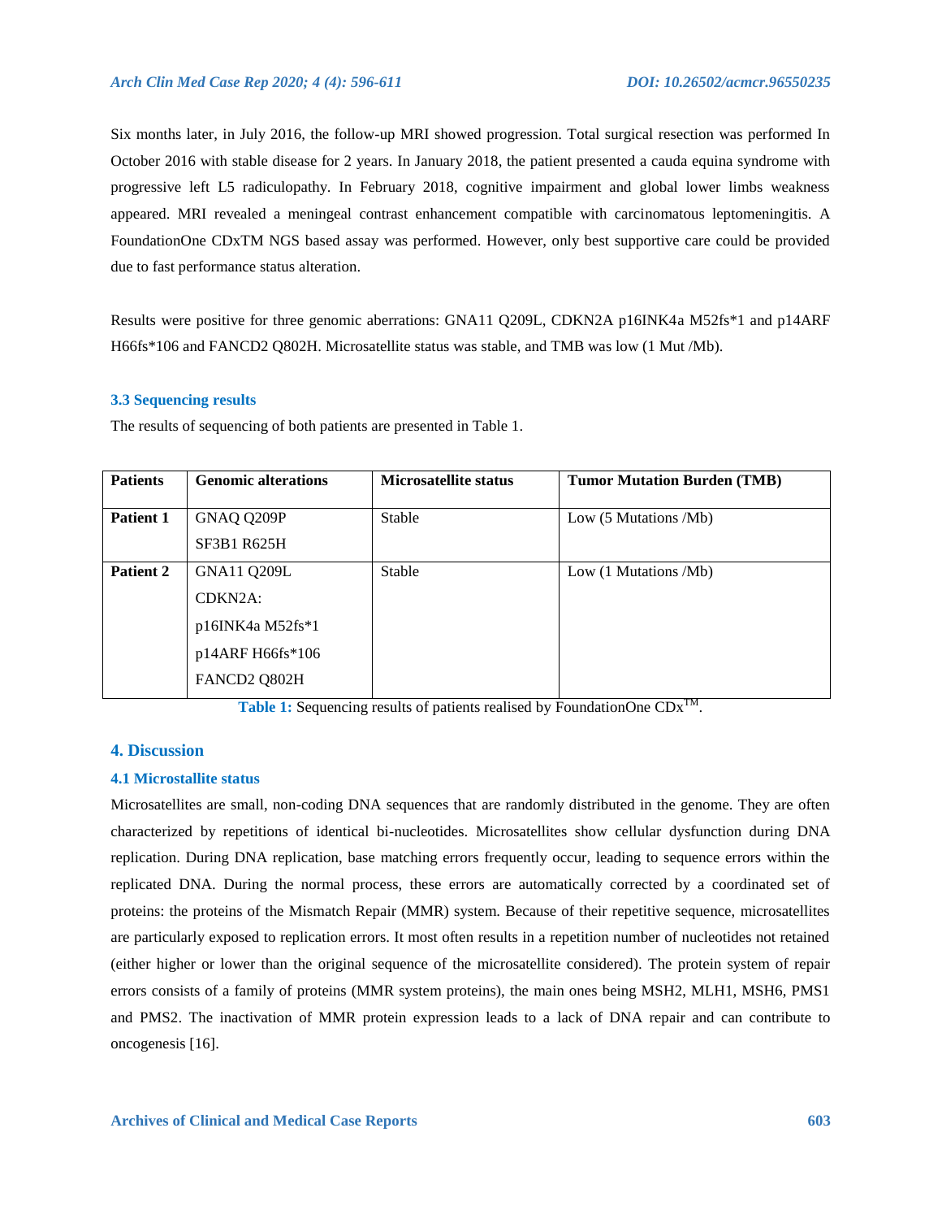Six months later, in July 2016, the follow-up MRI showed progression. Total surgical resection was performed In October 2016 with stable disease for 2 years. In January 2018, the patient presented a cauda equina syndrome with progressive left L5 radiculopathy. In February 2018, cognitive impairment and global lower limbs weakness appeared. MRI revealed a meningeal contrast enhancement compatible with carcinomatous leptomeningitis. A FoundationOne CDxTM NGS based assay was performed. However, only best supportive care could be provided due to fast performance status alteration.

Results were positive for three genomic aberrations: GNA11 Q209L, CDKN2A p16INK4a M52fs*1 and p14ARF H66fs*106 and FANCD2 Q802H. Microsatellite status was stable, and TMB was low (1 Mut /Mb).

### 3.3 Sequencing results

The results of sequencing of both patients are presented in Table 1.

| Patients | Genomic alterations | Microsatellite status | Tumor Mutation Burden (TMB) |
|---|---|---|---|
| **Patient 1** | GNAQ Q209P<br>SF3B1 R625H | Stable | Low (5 Mutations /Mb) |
| **Patient 2** | GNA11 Q209L<br>CDKN2A:<br>p16INK4a M52fs*1<br>p14ARF H66fs*106<br>FANCD2 Q802H | Stable | Low (1 Mutations /Mb) |

**Table 1:** Sequencing results of patients realised by FoundationOne CDx™.

## 4. Discussion

### 4.1 Microstallite status

Microsatellites are small, non-coding DNA sequences that are randomly distributed in the genome. They are often characterized by repetitions of identical bi-nucleotides. Microsatellites show cellular dysfunction during DNA replication. During DNA replication, base matching errors frequently occur, leading to sequence errors within the replicated DNA. During the normal process, these errors are automatically corrected by a coordinated set of proteins: the proteins of the Mismatch Repair (MMR) system. Because of their repetitive sequence, microsatellites are particularly exposed to replication errors. It most often results in a repetition number of nucleotides not retained (either higher or lower than the original sequence of the microsatellite considered). The protein system of repair errors consists of a family of proteins (MMR system proteins), the main ones being MSH2, MLH1, MSH6, PMS1 and PMS2. The inactivation of MMR protein expression leads to a lack of DNA repair and can contribute to oncogenesis [16].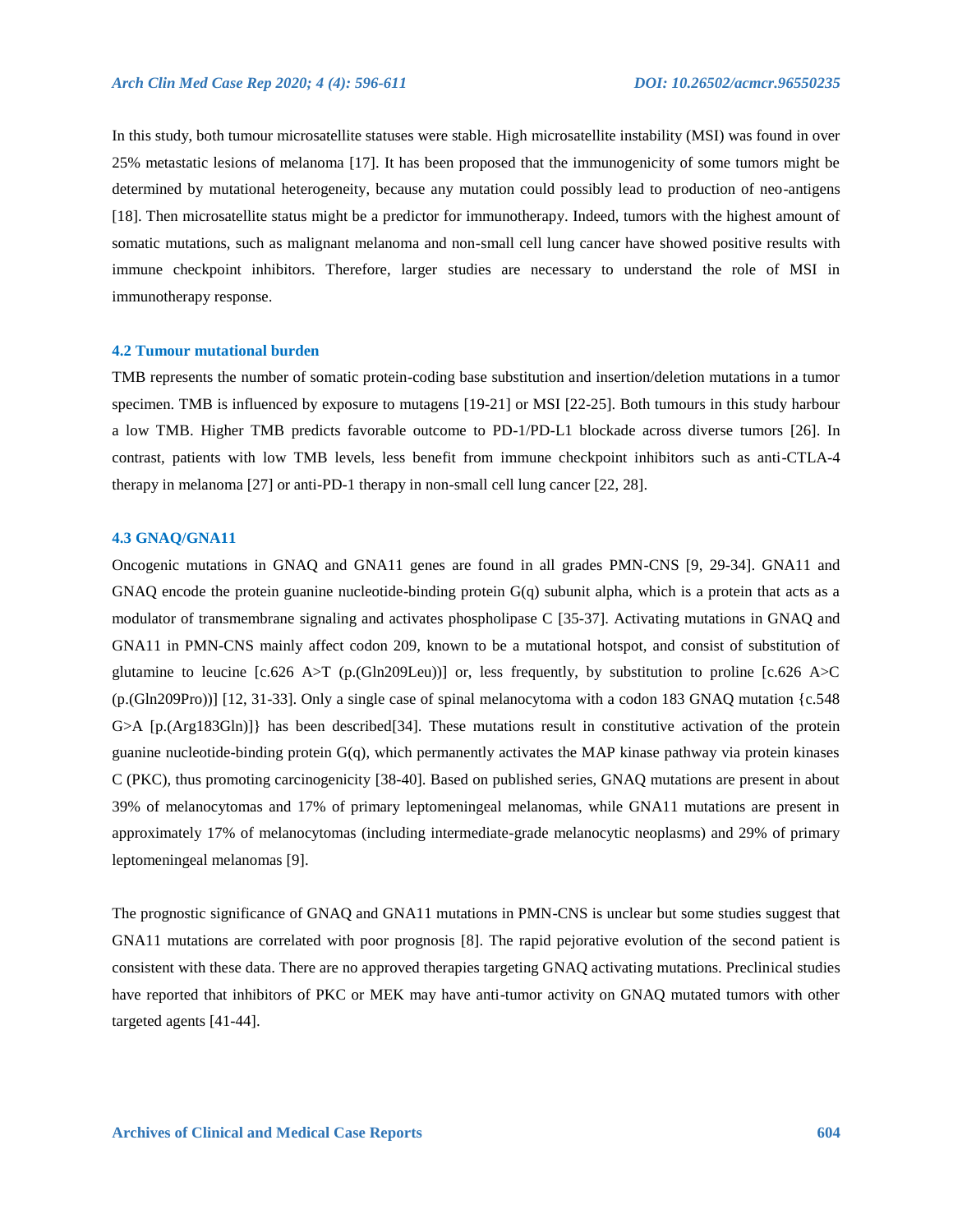In this study, both tumour microsatellite statuses were stable. High microsatellite instability (MSI) was found in over 25% metastatic lesions of melanoma [17]. It has been proposed that the immunogenicity of some tumors might be determined by mutational heterogeneity, because any mutation could possibly lead to production of neo-antigens [18]. Then microsatellite status might be a predictor for immunotherapy. Indeed, tumors with the highest amount of somatic mutations, such as malignant melanoma and non-small cell lung cancer have showed positive results with immune checkpoint inhibitors. Therefore, larger studies are necessary to understand the role of MSI in immunotherapy response.

### 4.2 Tumour mutational burden

TMB represents the number of somatic protein-coding base substitution and insertion/deletion mutations in a tumor specimen. TMB is influenced by exposure to mutagens [19-21] or MSI [22-25]. Both tumours in this study harbour a low TMB. Higher TMB predicts favorable outcome to PD-1/PD-L1 blockade across diverse tumors [26]. In contrast, patients with low TMB levels, less benefit from immune checkpoint inhibitors such as anti-CTLA-4 therapy in melanoma [27] or anti-PD-1 therapy in non-small cell lung cancer [22, 28].

### 4.3 GNAQ/GNA11

Oncogenic mutations in GNAQ and GNA11 genes are found in all grades PMN-CNS [9, 29-34]. GNA11 and GNAQ encode the protein guanine nucleotide-binding protein G(q) subunit alpha, which is a protein that acts as a modulator of transmembrane signaling and activates phospholipase C [35-37]. Activating mutations in GNAQ and GNA11 in PMN-CNS mainly affect codon 209, known to be a mutational hotspot, and consist of substitution of glutamine to leucine [c.626 A>T (p.(Gln209Leu))] or, less frequently, by substitution to proline [c.626 A>C (p.(Gln209Pro))] [12, 31-33]. Only a single case of spinal melanocytoma with a codon 183 GNAQ mutation {c.548 G>A [p.(Arg183Gln)]} has been described[34]. These mutations result in constitutive activation of the protein guanine nucleotide-binding protein G(q), which permanently activates the MAP kinase pathway via protein kinases C (PKC), thus promoting carcinogenicity [38-40]. Based on published series, GNAQ mutations are present in about 39% of melanocytomas and 17% of primary leptomeningeal melanomas, while GNA11 mutations are present in approximately 17% of melanocytomas (including intermediate-grade melanocytic neoplasms) and 29% of primary leptomeningeal melanomas [9].

The prognostic significance of GNAQ and GNA11 mutations in PMN-CNS is unclear but some studies suggest that GNA11 mutations are correlated with poor prognosis [8]. The rapid pejorative evolution of the second patient is consistent with these data. There are no approved therapies targeting GNAQ activating mutations. Preclinical studies have reported that inhibitors of PKC or MEK may have anti-tumor activity on GNAQ mutated tumors with other targeted agents [41-44].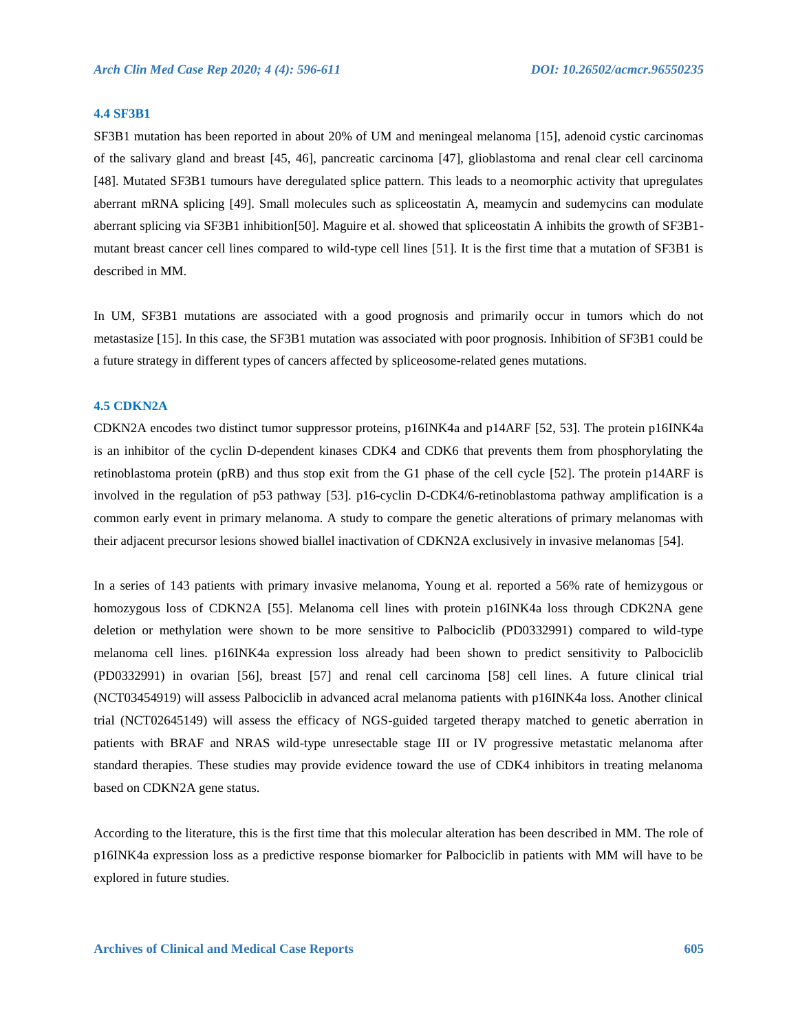### 4.4 SF3B1

SF3B1 mutation has been reported in about 20% of UM and meningeal melanoma [15], adenoid cystic carcinomas of the salivary gland and breast [45, 46], pancreatic carcinoma [47], glioblastoma and renal clear cell carcinoma [48]. Mutated SF3B1 tumours have deregulated splice pattern. This leads to a neomorphic activity that upregulates aberrant mRNA splicing [49]. Small molecules such as spliceostatin A, meamycin and sudemycins can modulate aberrant splicing via SF3B1 inhibition[50]. Maguire et al. showed that spliceostatin A inhibits the growth of SF3B1-mutant breast cancer cell lines compared to wild-type cell lines [51]. It is the first time that a mutation of SF3B1 is described in MM.

In UM, SF3B1 mutations are associated with a good prognosis and primarily occur in tumors which do not metastasize [15]. In this case, the SF3B1 mutation was associated with poor prognosis. Inhibition of SF3B1 could be a future strategy in different types of cancers affected by spliceosome-related genes mutations.

### 4.5 CDKN2A

CDKN2A encodes two distinct tumor suppressor proteins, p16INK4a and p14ARF [52, 53]. The protein p16INK4a is an inhibitor of the cyclin D-dependent kinases CDK4 and CDK6 that prevents them from phosphorylating the retinoblastoma protein (pRB) and thus stop exit from the G1 phase of the cell cycle [52]. The protein p14ARF is involved in the regulation of p53 pathway [53]. p16-cyclin D-CDK4/6-retinoblastoma pathway amplification is a common early event in primary melanoma. A study to compare the genetic alterations of primary melanomas with their adjacent precursor lesions showed biallel inactivation of CDKN2A exclusively in invasive melanomas [54].

In a series of 143 patients with primary invasive melanoma, Young et al. reported a 56% rate of hemizygous or homozygous loss of CDKN2A [55]. Melanoma cell lines with protein p16INK4a loss through CDK2NA gene deletion or methylation were shown to be more sensitive to Palbociclib (PD0332991) compared to wild-type melanoma cell lines. p16INK4a expression loss already had been shown to predict sensitivity to Palbociclib (PD0332991) in ovarian [56], breast [57] and renal cell carcinoma [58] cell lines. A future clinical trial (NCT03454919) will assess Palbociclib in advanced acral melanoma patients with p16INK4a loss. Another clinical trial (NCT02645149) will assess the efficacy of NGS-guided targeted therapy matched to genetic aberration in patients with BRAF and NRAS wild-type unresectable stage III or IV progressive metastatic melanoma after standard therapies. These studies may provide evidence toward the use of CDK4 inhibitors in treating melanoma based on CDKN2A gene status.

According to the literature, this is the first time that this molecular alteration has been described in MM. The role of p16INK4a expression loss as a predictive response biomarker for Palbociclib in patients with MM will have to be explored in future studies.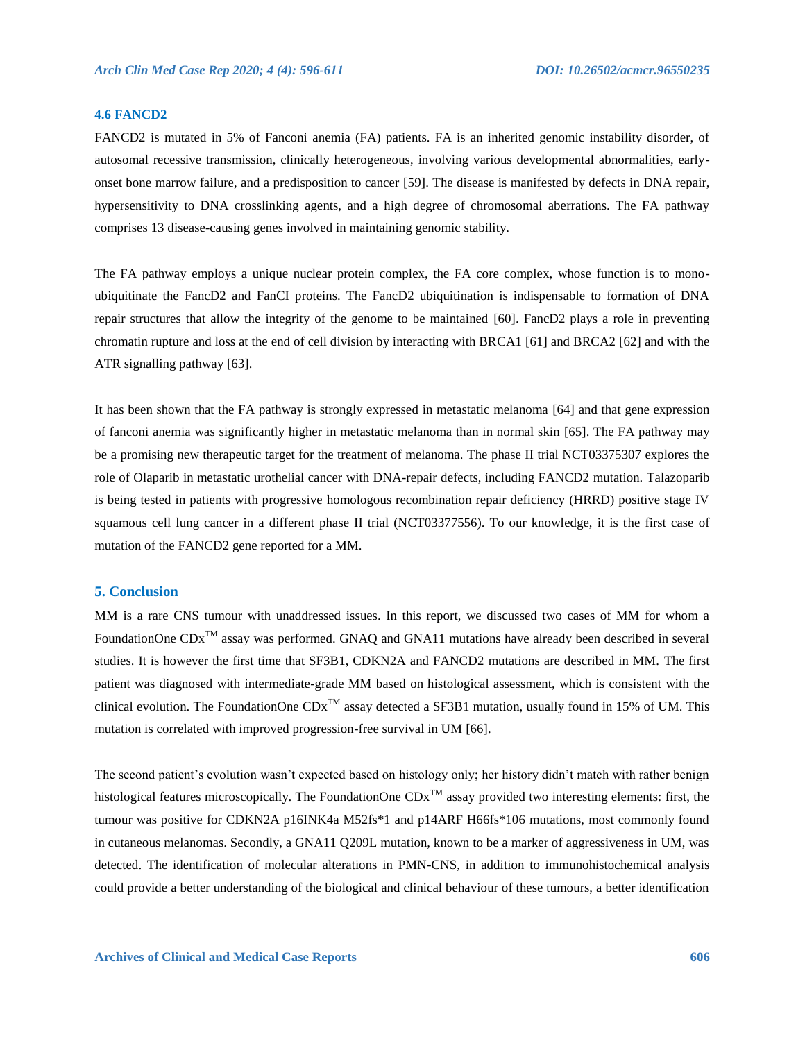### 4.6 FANCD2

FANCD2 is mutated in 5% of Fanconi anemia (FA) patients. FA is an inherited genomic instability disorder, of autosomal recessive transmission, clinically heterogeneous, involving various developmental abnormalities, early-onset bone marrow failure, and a predisposition to cancer [59]. The disease is manifested by defects in DNA repair, hypersensitivity to DNA crosslinking agents, and a high degree of chromosomal aberrations. The FA pathway comprises 13 disease-causing genes involved in maintaining genomic stability.

The FA pathway employs a unique nuclear protein complex, the FA core complex, whose function is to mono-ubiquitinate the FancD2 and FanCI proteins. The FancD2 ubiquitination is indispensable to formation of DNA repair structures that allow the integrity of the genome to be maintained [60]. FancD2 plays a role in preventing chromatin rupture and loss at the end of cell division by interacting with BRCA1 [61] and BRCA2 [62] and with the ATR signalling pathway [63].

It has been shown that the FA pathway is strongly expressed in metastatic melanoma [64] and that gene expression of fanconi anemia was significantly higher in metastatic melanoma than in normal skin [65]. The FA pathway may be a promising new therapeutic target for the treatment of melanoma. The phase II trial NCT03375307 explores the role of Olaparib in metastatic urothelial cancer with DNA-repair defects, including FANCD2 mutation. Talazoparib is being tested in patients with progressive homologous recombination repair deficiency (HRRD) positive stage IV squamous cell lung cancer in a different phase II trial (NCT03377556). To our knowledge, it is the first case of mutation of the FANCD2 gene reported for a MM.

## 5. Conclusion

MM is a rare CNS tumour with unaddressed issues. In this report, we discussed two cases of MM for whom a FoundationOne CDx™ assay was performed. GNAQ and GNA11 mutations have already been described in several studies. It is however the first time that SF3B1, CDKN2A and FANCD2 mutations are described in MM. The first patient was diagnosed with intermediate-grade MM based on histological assessment, which is consistent with the clinical evolution. The FoundationOne CDx™ assay detected a SF3B1 mutation, usually found in 15% of UM. This mutation is correlated with improved progression-free survival in UM [66].

The second patient's evolution wasn't expected based on histology only; her history didn't match with rather benign histological features microscopically. The FoundationOne CDx™ assay provided two interesting elements: first, the tumour was positive for CDKN2A p16INK4a M52fs*1 and p14ARF H66fs*106 mutations, most commonly found in cutaneous melanomas. Secondly, a GNA11 Q209L mutation, known to be a marker of aggressiveness in UM, was detected. The identification of molecular alterations in PMN-CNS, in addition to immunohistochemical analysis could provide a better understanding of the biological and clinical behaviour of these tumours, a better identification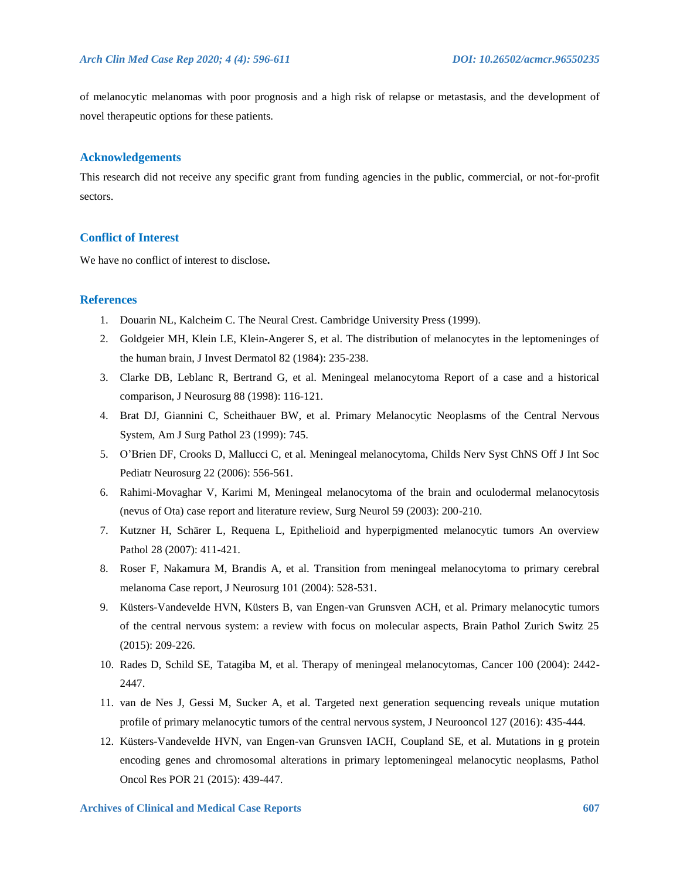of melanocytic melanomas with poor prognosis and a high risk of relapse or metastasis, and the development of novel therapeutic options for these patients.

## Acknowledgements

This research did not receive any specific grant from funding agencies in the public, commercial, or not-for-profit sectors.

## Conflict of Interest

We have no conflict of interest to disclose**.**

## References

1. Douarin NL, Kalcheim C. The Neural Crest. Cambridge University Press (1999).
2. Goldgeier MH, Klein LE, Klein-Angerer S, et al. The distribution of melanocytes in the leptomeninges of the human brain, J Invest Dermatol 82 (1984): 235-238.
3. Clarke DB, Leblanc R, Bertrand G, et al. Meningeal melanocytoma Report of a case and a historical comparison, J Neurosurg 88 (1998): 116-121.
4. Brat DJ, Giannini C, Scheithauer BW, et al. Primary Melanocytic Neoplasms of the Central Nervous System, Am J Surg Pathol 23 (1999): 745.
5. O'Brien DF, Crooks D, Mallucci C, et al. Meningeal melanocytoma, Childs Nerv Syst ChNS Off J Int Soc Pediatr Neurosurg 22 (2006): 556-561.
6. Rahimi-Movaghar V, Karimi M, Meningeal melanocytoma of the brain and oculodermal melanocytosis (nevus of Ota) case report and literature review, Surg Neurol 59 (2003): 200-210.
7. Kutzner H, Schärer L, Requena L, Epithelioid and hyperpigmented melanocytic tumors An overview Pathol 28 (2007): 411-421.
8. Roser F, Nakamura M, Brandis A, et al. Transition from meningeal melanocytoma to primary cerebral melanoma Case report, J Neurosurg 101 (2004): 528-531.
9. Küsters-Vandevelde HVN, Küsters B, van Engen-van Grunsven ACH, et al. Primary melanocytic tumors of the central nervous system: a review with focus on molecular aspects, Brain Pathol Zurich Switz 25 (2015): 209-226.
10. Rades D, Schild SE, Tatagiba M, et al. Therapy of meningeal melanocytomas, Cancer 100 (2004): 2442-2447.
11. van de Nes J, Gessi M, Sucker A, et al. Targeted next generation sequencing reveals unique mutation profile of primary melanocytic tumors of the central nervous system, J Neurooncol 127 (2016): 435-444.
12. Küsters-Vandevelde HVN, van Engen-van Grunsven IACH, Coupland SE, et al. Mutations in g protein encoding genes and chromosomal alterations in primary leptomeningeal melanocytic neoplasms, Pathol Oncol Res POR 21 (2015): 439-447.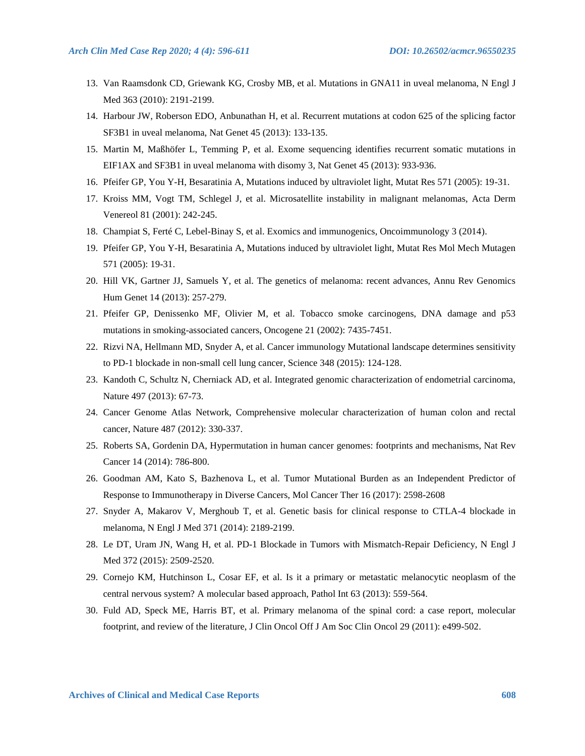13. Van Raamsdonk CD, Griewank KG, Crosby MB, et al. Mutations in GNA11 in uveal melanoma, N Engl J Med 363 (2010): 2191-2199.
14. Harbour JW, Roberson EDO, Anbunathan H, et al. Recurrent mutations at codon 625 of the splicing factor SF3B1 in uveal melanoma, Nat Genet 45 (2013): 133-135.
15. Martin M, Maßhöfer L, Temming P, et al. Exome sequencing identifies recurrent somatic mutations in EIF1AX and SF3B1 in uveal melanoma with disomy 3, Nat Genet 45 (2013): 933-936.
16. Pfeifer GP, You Y-H, Besaratinia A, Mutations induced by ultraviolet light, Mutat Res 571 (2005): 19-31.
17. Kroiss MM, Vogt TM, Schlegel J, et al. Microsatellite instability in malignant melanomas, Acta Derm Venereol 81 (2001): 242-245.
18. Champiat S, Ferté C, Lebel-Binay S, et al. Exomics and immunogenics, Oncoimmunology 3 (2014).
19. Pfeifer GP, You Y-H, Besaratinia A, Mutations induced by ultraviolet light, Mutat Res Mol Mech Mutagen 571 (2005): 19-31.
20. Hill VK, Gartner JJ, Samuels Y, et al. The genetics of melanoma: recent advances, Annu Rev Genomics Hum Genet 14 (2013): 257-279.
21. Pfeifer GP, Denissenko MF, Olivier M, et al. Tobacco smoke carcinogens, DNA damage and p53 mutations in smoking-associated cancers, Oncogene 21 (2002): 7435-7451.
22. Rizvi NA, Hellmann MD, Snyder A, et al. Cancer immunology Mutational landscape determines sensitivity to PD-1 blockade in non-small cell lung cancer, Science 348 (2015): 124-128.
23. Kandoth C, Schultz N, Cherniack AD, et al. Integrated genomic characterization of endometrial carcinoma, Nature 497 (2013): 67-73.
24. Cancer Genome Atlas Network, Comprehensive molecular characterization of human colon and rectal cancer, Nature 487 (2012): 330-337.
25. Roberts SA, Gordenin DA, Hypermutation in human cancer genomes: footprints and mechanisms, Nat Rev Cancer 14 (2014): 786-800.
26. Goodman AM, Kato S, Bazhenova L, et al. Tumor Mutational Burden as an Independent Predictor of Response to Immunotherapy in Diverse Cancers, Mol Cancer Ther 16 (2017): 2598-2608
27. Snyder A, Makarov V, Merghoub T, et al. Genetic basis for clinical response to CTLA-4 blockade in melanoma, N Engl J Med 371 (2014): 2189-2199.
28. Le DT, Uram JN, Wang H, et al. PD-1 Blockade in Tumors with Mismatch-Repair Deficiency, N Engl J Med 372 (2015): 2509-2520.
29. Cornejo KM, Hutchinson L, Cosar EF, et al. Is it a primary or metastatic melanocytic neoplasm of the central nervous system? A molecular based approach, Pathol Int 63 (2013): 559-564.
30. Fuld AD, Speck ME, Harris BT, et al. Primary melanoma of the spinal cord: a case report, molecular footprint, and review of the literature, J Clin Oncol Off J Am Soc Clin Oncol 29 (2011): e499-502.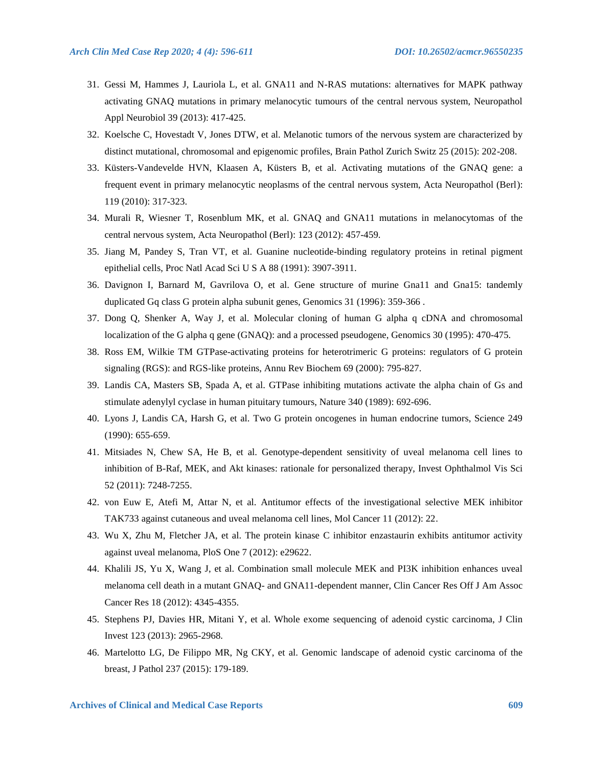31. Gessi M, Hammes J, Lauriola L, et al. GNA11 and N-RAS mutations: alternatives for MAPK pathway activating GNAQ mutations in primary melanocytic tumours of the central nervous system, Neuropathol Appl Neurobiol 39 (2013): 417-425.
32. Koelsche C, Hovestadt V, Jones DTW, et al. Melanotic tumors of the nervous system are characterized by distinct mutational, chromosomal and epigenomic profiles, Brain Pathol Zurich Switz 25 (2015): 202-208.
33. Küsters-Vandevelde HVN, Klaasen A, Küsters B, et al. Activating mutations of the GNAQ gene: a frequent event in primary melanocytic neoplasms of the central nervous system, Acta Neuropathol (Berl): 119 (2010): 317-323.
34. Murali R, Wiesner T, Rosenblum MK, et al. GNAQ and GNA11 mutations in melanocytomas of the central nervous system, Acta Neuropathol (Berl): 123 (2012): 457-459.
35. Jiang M, Pandey S, Tran VT, et al. Guanine nucleotide-binding regulatory proteins in retinal pigment epithelial cells, Proc Natl Acad Sci U S A 88 (1991): 3907-3911.
36. Davignon I, Barnard M, Gavrilova O, et al. Gene structure of murine Gna11 and Gna15: tandemly duplicated Gq class G protein alpha subunit genes, Genomics 31 (1996): 359-366 .
37. Dong Q, Shenker A, Way J, et al. Molecular cloning of human G alpha q cDNA and chromosomal localization of the G alpha q gene (GNAQ): and a processed pseudogene, Genomics 30 (1995): 470-475.
38. Ross EM, Wilkie TM GTPase-activating proteins for heterotrimeric G proteins: regulators of G protein signaling (RGS): and RGS-like proteins, Annu Rev Biochem 69 (2000): 795-827.
39. Landis CA, Masters SB, Spada A, et al. GTPase inhibiting mutations activate the alpha chain of Gs and stimulate adenylyl cyclase in human pituitary tumours, Nature 340 (1989): 692-696.
40. Lyons J, Landis CA, Harsh G, et al. Two G protein oncogenes in human endocrine tumors, Science 249 (1990): 655-659.
41. Mitsiades N, Chew SA, He B, et al. Genotype-dependent sensitivity of uveal melanoma cell lines to inhibition of B-Raf, MEK, and Akt kinases: rationale for personalized therapy, Invest Ophthalmol Vis Sci 52 (2011): 7248-7255.
42. von Euw E, Atefi M, Attar N, et al. Antitumor effects of the investigational selective MEK inhibitor TAK733 against cutaneous and uveal melanoma cell lines, Mol Cancer 11 (2012): 22.
43. Wu X, Zhu M, Fletcher JA, et al. The protein kinase C inhibitor enzastaurin exhibits antitumor activity against uveal melanoma, PloS One 7 (2012): e29622.
44. Khalili JS, Yu X, Wang J, et al. Combination small molecule MEK and PI3K inhibition enhances uveal melanoma cell death in a mutant GNAQ- and GNA11-dependent manner, Clin Cancer Res Off J Am Assoc Cancer Res 18 (2012): 4345-4355.
45. Stephens PJ, Davies HR, Mitani Y, et al. Whole exome sequencing of adenoid cystic carcinoma, J Clin Invest 123 (2013): 2965-2968.
46. Martelotto LG, De Filippo MR, Ng CKY, et al. Genomic landscape of adenoid cystic carcinoma of the breast, J Pathol 237 (2015): 179-189.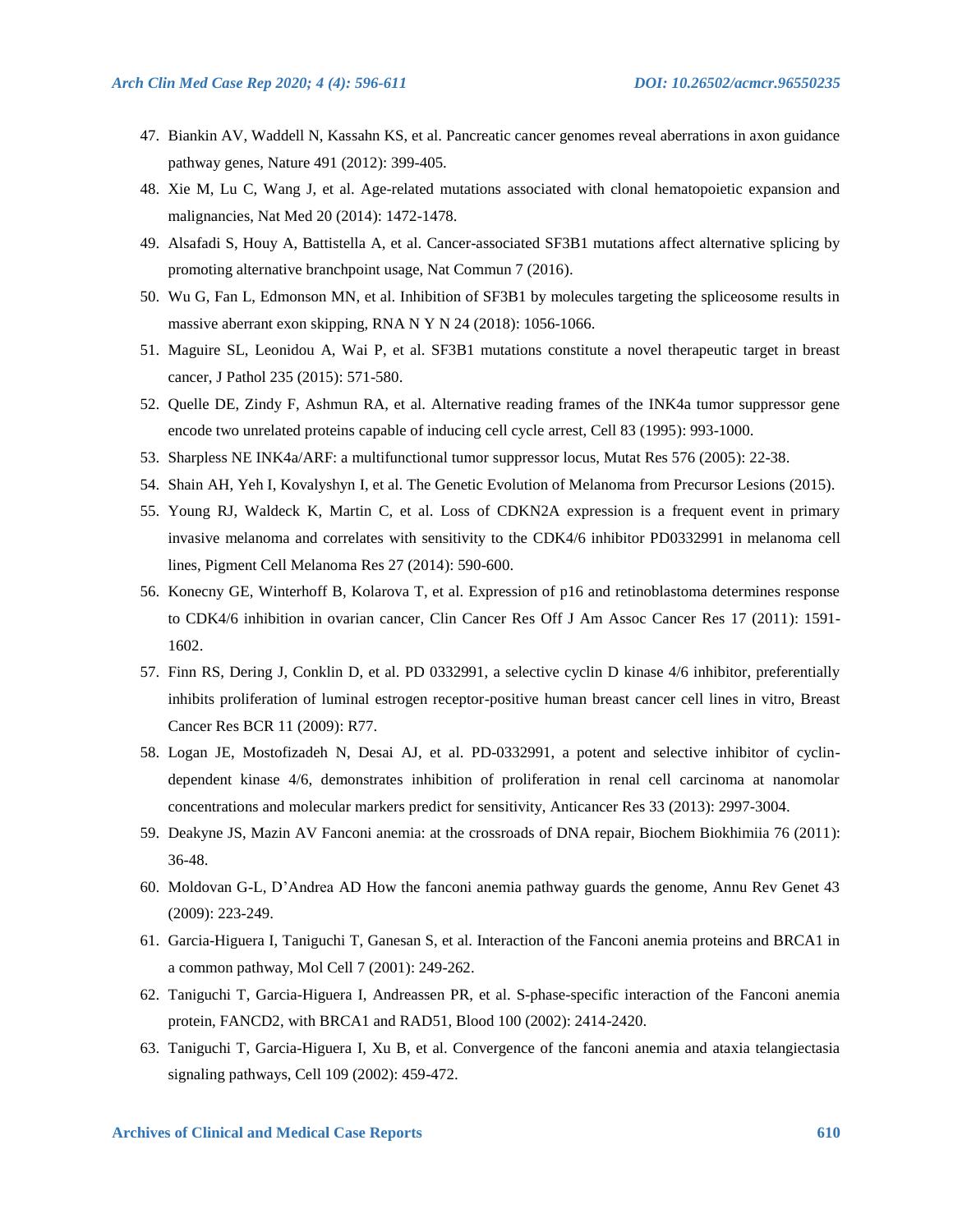47. Biankin AV, Waddell N, Kassahn KS, et al. Pancreatic cancer genomes reveal aberrations in axon guidance pathway genes, Nature 491 (2012): 399-405.
48. Xie M, Lu C, Wang J, et al. Age-related mutations associated with clonal hematopoietic expansion and malignancies, Nat Med 20 (2014): 1472-1478.
49. Alsafadi S, Houy A, Battistella A, et al. Cancer-associated SF3B1 mutations affect alternative splicing by promoting alternative branchpoint usage, Nat Commun 7 (2016).
50. Wu G, Fan L, Edmonson MN, et al. Inhibition of SF3B1 by molecules targeting the spliceosome results in massive aberrant exon skipping, RNA N Y N 24 (2018): 1056-1066.
51. Maguire SL, Leonidou A, Wai P, et al. SF3B1 mutations constitute a novel therapeutic target in breast cancer, J Pathol 235 (2015): 571-580.
52. Quelle DE, Zindy F, Ashmun RA, et al. Alternative reading frames of the INK4a tumor suppressor gene encode two unrelated proteins capable of inducing cell cycle arrest, Cell 83 (1995): 993-1000.
53. Sharpless NE INK4a/ARF: a multifunctional tumor suppressor locus, Mutat Res 576 (2005): 22-38.
54. Shain AH, Yeh I, Kovalyshyn I, et al. The Genetic Evolution of Melanoma from Precursor Lesions (2015).
55. Young RJ, Waldeck K, Martin C, et al. Loss of CDKN2A expression is a frequent event in primary invasive melanoma and correlates with sensitivity to the CDK4/6 inhibitor PD0332991 in melanoma cell lines, Pigment Cell Melanoma Res 27 (2014): 590-600.
56. Konecny GE, Winterhoff B, Kolarova T, et al. Expression of p16 and retinoblastoma determines response to CDK4/6 inhibition in ovarian cancer, Clin Cancer Res Off J Am Assoc Cancer Res 17 (2011): 1591-1602.
57. Finn RS, Dering J, Conklin D, et al. PD 0332991, a selective cyclin D kinase 4/6 inhibitor, preferentially inhibits proliferation of luminal estrogen receptor-positive human breast cancer cell lines in vitro, Breast Cancer Res BCR 11 (2009): R77.
58. Logan JE, Mostofizadeh N, Desai AJ, et al. PD-0332991, a potent and selective inhibitor of cyclin-dependent kinase 4/6, demonstrates inhibition of proliferation in renal cell carcinoma at nanomolar concentrations and molecular markers predict for sensitivity, Anticancer Res 33 (2013): 2997-3004.
59. Deakyne JS, Mazin AV Fanconi anemia: at the crossroads of DNA repair, Biochem Biokhimiia 76 (2011): 36-48.
60. Moldovan G-L, D'Andrea AD How the fanconi anemia pathway guards the genome, Annu Rev Genet 43 (2009): 223-249.
61. Garcia-Higuera I, Taniguchi T, Ganesan S, et al. Interaction of the Fanconi anemia proteins and BRCA1 in a common pathway, Mol Cell 7 (2001): 249-262.
62. Taniguchi T, Garcia-Higuera I, Andreassen PR, et al. S-phase-specific interaction of the Fanconi anemia protein, FANCD2, with BRCA1 and RAD51, Blood 100 (2002): 2414-2420.
63. Taniguchi T, Garcia-Higuera I, Xu B, et al. Convergence of the fanconi anemia and ataxia telangiectasia signaling pathways, Cell 109 (2002): 459-472.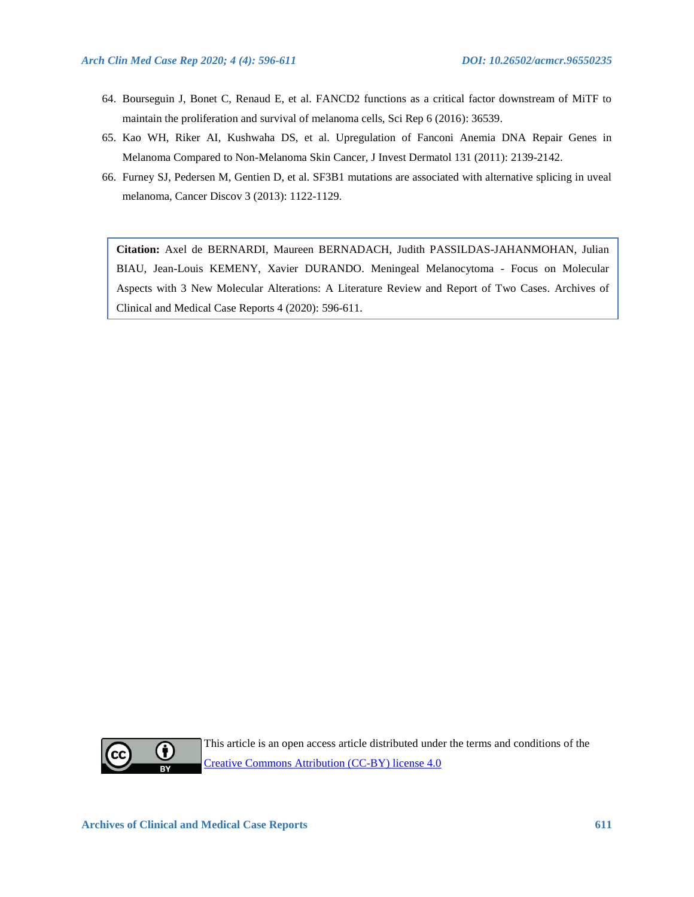64. Bourseguin J, Bonet C, Renaud E, et al. FANCD2 functions as a critical factor downstream of MiTF to maintain the proliferation and survival of melanoma cells, Sci Rep 6 (2016): 36539.
65. Kao WH, Riker AI, Kushwaha DS, et al. Upregulation of Fanconi Anemia DNA Repair Genes in Melanoma Compared to Non-Melanoma Skin Cancer, J Invest Dermatol 131 (2011): 2139-2142.
66. Furney SJ, Pedersen M, Gentien D, et al. SF3B1 mutations are associated with alternative splicing in uveal melanoma, Cancer Discov 3 (2013): 1122-1129.

**Citation:** Axel de BERNARDI, Maureen BERNADACH, Judith PASSILDAS-JAHANMOHAN, Julian BIAU, Jean-Louis KEMENY, Xavier DURANDO. Meningeal Melanocytoma - Focus on Molecular Aspects with 3 New Molecular Alterations: A Literature Review and Report of Two Cases. Archives of Clinical and Medical Case Reports 4 (2020): 596-611.

This article is an open access article distributed under the terms and conditions of the [Creative Commons Attribution (CC-BY) license 4.0]